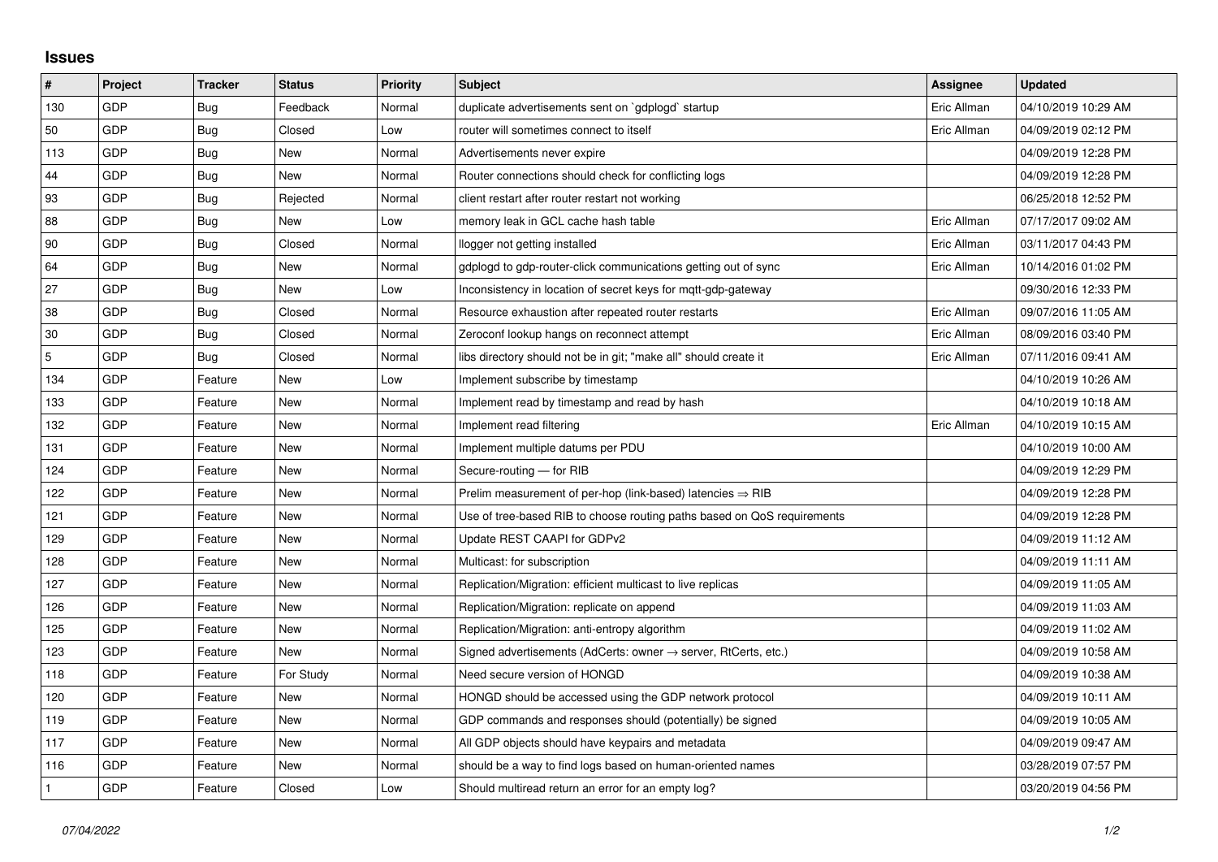## Issues

| # | Project | Tracker | Status | Priority | Subject | Assignee | Updated |
|---|---|---|---|---|---|---|---|
| 130 | GDP | Bug | Feedback | Normal | duplicate advertisements sent on `gdplogd` startup | Eric Allman | 04/10/2019 10:29 AM |
| 50 | GDP | Bug | Closed | Low | router will sometimes connect to itself | Eric Allman | 04/09/2019 02:12 PM |
| 113 | GDP | Bug | New | Normal | Advertisements never expire | | 04/09/2019 12:28 PM |
| 44 | GDP | Bug | New | Normal | Router connections should check for conflicting logs | | 04/09/2019 12:28 PM |
| 93 | GDP | Bug | Rejected | Normal | client restart after router restart not working | | 06/25/2018 12:52 PM |
| 88 | GDP | Bug | New | Low | memory leak in GCL cache hash table | Eric Allman | 07/17/2017 09:02 AM |
| 90 | GDP | Bug | Closed | Normal | llogger not getting installed | Eric Allman | 03/11/2017 04:43 PM |
| 64 | GDP | Bug | New | Normal | gdplogd to gdp-router-click communications getting out of sync | Eric Allman | 10/14/2016 01:02 PM |
| 27 | GDP | Bug | New | Low | Inconsistency in location of secret keys for mqtt-gdp-gateway | | 09/30/2016 12:33 PM |
| 38 | GDP | Bug | Closed | Normal | Resource exhaustion after repeated router restarts | Eric Allman | 09/07/2016 11:05 AM |
| 30 | GDP | Bug | Closed | Normal | Zeroconf lookup hangs on reconnect attempt | Eric Allman | 08/09/2016 03:40 PM |
| 5 | GDP | Bug | Closed | Normal | libs directory should not be in git; "make all" should create it | Eric Allman | 07/11/2016 09:41 AM |
| 134 | GDP | Feature | New | Low | Implement subscribe by timestamp | | 04/10/2019 10:26 AM |
| 133 | GDP | Feature | New | Normal | Implement read by timestamp and read by hash | | 04/10/2019 10:18 AM |
| 132 | GDP | Feature | New | Normal | Implement read filtering | Eric Allman | 04/10/2019 10:15 AM |
| 131 | GDP | Feature | New | Normal | Implement multiple datums per PDU | | 04/10/2019 10:00 AM |
| 124 | GDP | Feature | New | Normal | Secure-routing — for RIB | | 04/09/2019 12:29 PM |
| 122 | GDP | Feature | New | Normal | Prelim measurement of per-hop (link-based) latencies ⇒ RIB | | 04/09/2019 12:28 PM |
| 121 | GDP | Feature | New | Normal | Use of tree-based RIB to choose routing paths based on QoS requirements | | 04/09/2019 12:28 PM |
| 129 | GDP | Feature | New | Normal | Update REST CAAPI for GDPv2 | | 04/09/2019 11:12 AM |
| 128 | GDP | Feature | New | Normal | Multicast: for subscription | | 04/09/2019 11:11 AM |
| 127 | GDP | Feature | New | Normal | Replication/Migration: efficient multicast to live replicas | | 04/09/2019 11:05 AM |
| 126 | GDP | Feature | New | Normal | Replication/Migration: replicate on append | | 04/09/2019 11:03 AM |
| 125 | GDP | Feature | New | Normal | Replication/Migration: anti-entropy algorithm | | 04/09/2019 11:02 AM |
| 123 | GDP | Feature | New | Normal | Signed advertisements (AdCerts: owner → server, RtCerts, etc.) | | 04/09/2019 10:58 AM |
| 118 | GDP | Feature | For Study | Normal | Need secure version of HONGD | | 04/09/2019 10:38 AM |
| 120 | GDP | Feature | New | Normal | HONGD should be accessed using the GDP network protocol | | 04/09/2019 10:11 AM |
| 119 | GDP | Feature | New | Normal | GDP commands and responses should (potentially) be signed | | 04/09/2019 10:05 AM |
| 117 | GDP | Feature | New | Normal | All GDP objects should have keypairs and metadata | | 04/09/2019 09:47 AM |
| 116 | GDP | Feature | New | Normal | should be a way to find logs based on human-oriented names | | 03/28/2019 07:57 PM |
| 1 | GDP | Feature | Closed | Low | Should multiread return an error for an empty log? | | 03/20/2019 04:56 PM |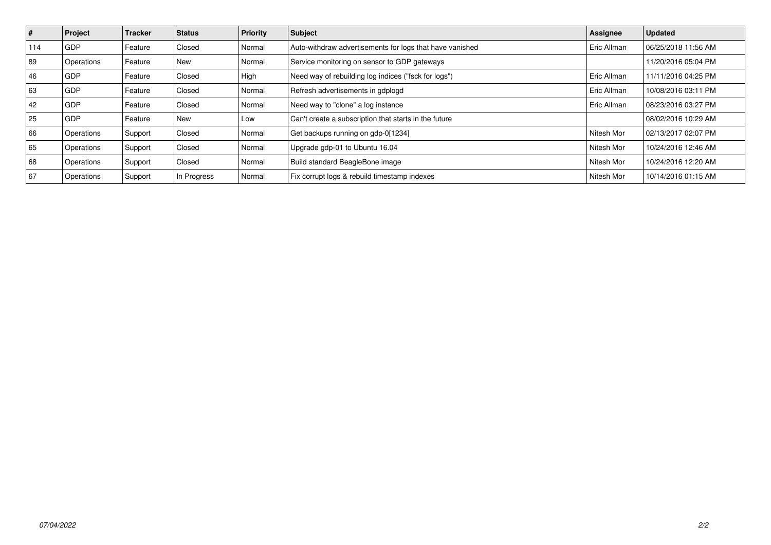| # | Project | Tracker | Status | Priority | Subject | Assignee | Updated |
|---|---|---|---|---|---|---|---|
| 114 | GDP | Feature | Closed | Normal | Auto-withdraw advertisements for logs that have vanished | Eric Allman | 06/25/2018 11:56 AM |
| 89 | Operations | Feature | New | Normal | Service monitoring on sensor to GDP gateways | | 11/20/2016 05:04 PM |
| 46 | GDP | Feature | Closed | High | Need way of rebuilding log indices ("fsck for logs") | Eric Allman | 11/11/2016 04:25 PM |
| 63 | GDP | Feature | Closed | Normal | Refresh advertisements in gdplogd | Eric Allman | 10/08/2016 03:11 PM |
| 42 | GDP | Feature | Closed | Normal | Need way to "clone" a log instance | Eric Allman | 08/23/2016 03:27 PM |
| 25 | GDP | Feature | New | Low | Can't create a subscription that starts in the future | | 08/02/2016 10:29 AM |
| 66 | Operations | Support | Closed | Normal | Get backups running on gdp-0[1234] | Nitesh Mor | 02/13/2017 02:07 PM |
| 65 | Operations | Support | Closed | Normal | Upgrade gdp-01 to Ubuntu 16.04 | Nitesh Mor | 10/24/2016 12:46 AM |
| 68 | Operations | Support | Closed | Normal | Build standard BeagleBone image | Nitesh Mor | 10/24/2016 12:20 AM |
| 67 | Operations | Support | In Progress | Normal | Fix corrupt logs & rebuild timestamp indexes | Nitesh Mor | 10/14/2016 01:15 AM |